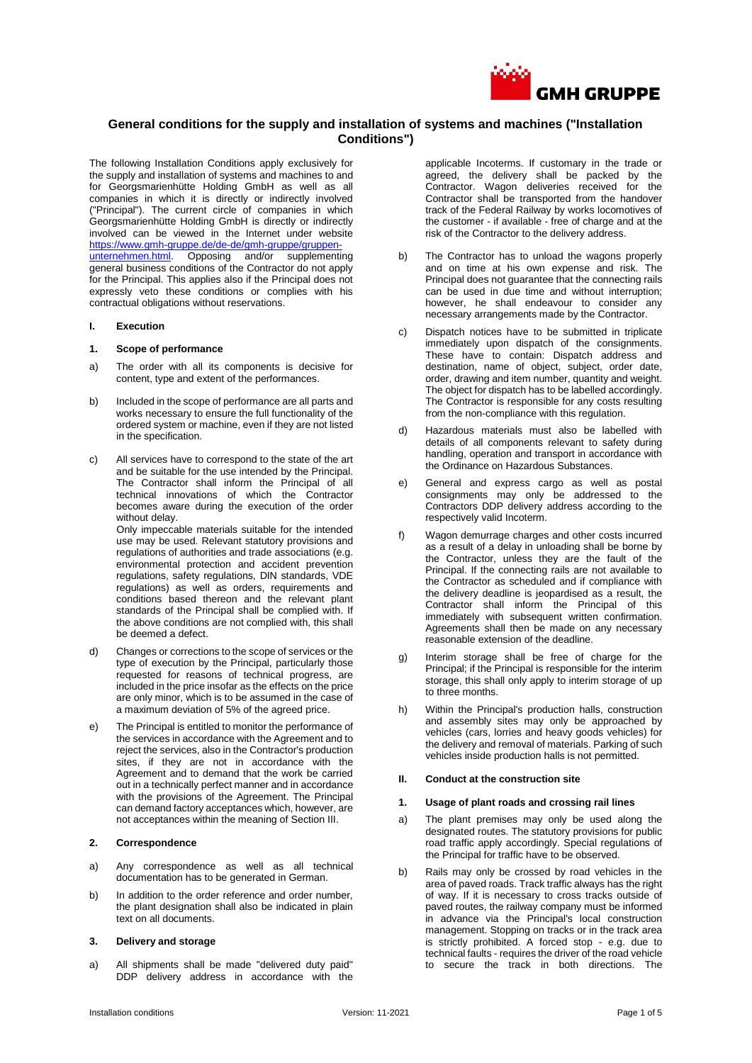# General conditions for the supply and installation of systems and machines ("Installation Conditions")

The following Installation Conditions apply exclusively for the supply and installation of systems and machines to and for Georgsmarienhütte Holding GmbH as well as all companies in which it is directly or indirectly involved ("Principal"). The current circle of companies in which Georgsmarienhütte Holding GmbH is directly or indirectly involved can be viewed in the Internet under website [https://www.gmh-gruppe.de/de-de/gmh-gruppe/gruppen-unternehmen.html](https://www.gmh-gruppe.de/de-de/gmh-gruppe/gruppen-unternehmen.html). Opposing and/or supplementing general business conditions of the Contractor do not apply for the Principal. This applies also if the Principal does not expressly veto these conditions or complies with his contractual obligations without reservations.

## I. Execution

### 1. Scope of performance

a) The order with all its components is decisive for content, type and extent of the performances.

b) Included in the scope of performance are all parts and works necessary to ensure the full functionality of the ordered system or machine, even if they are not listed in the specification.

c) All services have to correspond to the state of the art and be suitable for the use intended by the Principal. The Contractor shall inform the Principal of all technical innovations of which the Contractor becomes aware during the execution of the order without delay.
Only impeccable materials suitable for the intended use may be used. Relevant statutory provisions and regulations of authorities and trade associations (e.g. environmental protection and accident prevention regulations, safety regulations, DIN standards, VDE regulations) as well as orders, requirements and conditions based thereon and the relevant plant standards of the Principal shall be complied with. If the above conditions are not complied with, this shall be deemed a defect.

d) Changes or corrections to the scope of services or the type of execution by the Principal, particularly those requested for reasons of technical progress, are included in the price insofar as the effects on the price are only minor, which is to be assumed in the case of a maximum deviation of 5% of the agreed price.

e) The Principal is entitled to monitor the performance of the services in accordance with the Agreement and to reject the services, also in the Contractor's production sites, if they are not in accordance with the Agreement and to demand that the work be carried out in a technically perfect manner and in accordance with the provisions of the Agreement. The Principal can demand factory acceptances which, however, are not acceptances within the meaning of Section III.

### 2. Correspondence

a) Any correspondence as well as all technical documentation has to be generated in German.

b) In addition to the order reference and order number, the plant designation shall also be indicated in plain text on all documents.

### 3. Delivery and storage

a) All shipments shall be made "delivered duty paid" DDP delivery address in accordance with the applicable Incoterms. If customary in the trade or agreed, the delivery shall be packed by the Contractor. Wagon deliveries received for the Contractor shall be transported from the handover track of the Federal Railway by works locomotives of the customer - if available - free of charge and at the risk of the Contractor to the delivery address.

b) The Contractor has to unload the wagons properly and on time at his own expense and risk. The Principal does not guarantee that the connecting rails can be used in due time and without interruption; however, he shall endeavour to consider any necessary arrangements made by the Contractor.

c) Dispatch notices have to be submitted in triplicate immediately upon dispatch of the consignments. These have to contain: Dispatch address and destination, name of object, subject, order date, order, drawing and item number, quantity and weight. The object for dispatch has to be labelled accordingly. The Contractor is responsible for any costs resulting from the non-compliance with this regulation.

d) Hazardous materials must also be labelled with details of all components relevant to safety during handling, operation and transport in accordance with the Ordinance on Hazardous Substances.

e) General and express cargo as well as postal consignments may only be addressed to the Contractors DDP delivery address according to the respectively valid Incoterm.

f) Wagon demurrage charges and other costs incurred as a result of a delay in unloading shall be borne by the Contractor, unless they are the fault of the Principal. If the connecting rails are not available to the Contractor as scheduled and if compliance with the delivery deadline is jeopardised as a result, the Contractor shall inform the Principal of this immediately with subsequent written confirmation. Agreements shall then be made on any necessary reasonable extension of the deadline.

g) Interim storage shall be free of charge for the Principal; if the Principal is responsible for the interim storage, this shall only apply to interim storage of up to three months.

h) Within the Principal's production halls, construction and assembly sites may only be approached by vehicles (cars, lorries and heavy goods vehicles) for the delivery and removal of materials. Parking of such vehicles inside production halls is not permitted.

## II. Conduct at the construction site

### 1. Usage of plant roads and crossing rail lines

a) The plant premises may only be used along the designated routes. The statutory provisions for public road traffic apply accordingly. Special regulations of the Principal for traffic have to be observed.

b) Rails may only be crossed by road vehicles in the area of paved roads. Track traffic always has the right of way. If it is necessary to cross tracks outside of paved routes, the railway company must be informed in advance via the Principal's local construction management. Stopping on tracks or in the track area is strictly prohibited. A forced stop - e.g. due to technical faults - requires the driver of the road vehicle to secure the track in both directions. The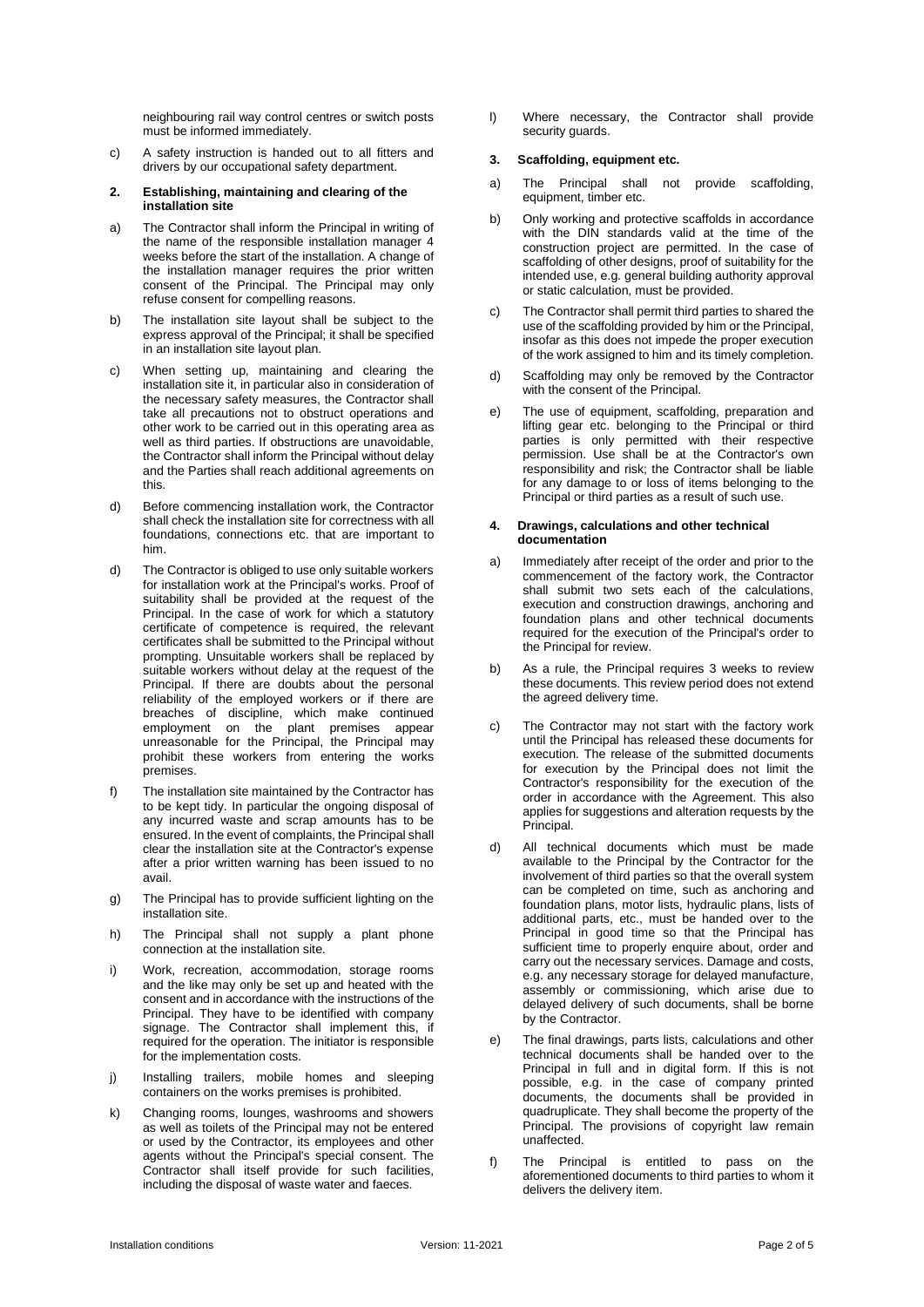neighbouring rail way control centres or switch posts must be informed immediately.

c) A safety instruction is handed out to all fitters and drivers by our occupational safety department.

## 2. Establishing, maintaining and clearing of the installation site

a) The Contractor shall inform the Principal in writing of the name of the responsible installation manager 4 weeks before the start of the installation. A change of the installation manager requires the prior written consent of the Principal. The Principal may only refuse consent for compelling reasons.

b) The installation site layout shall be subject to the express approval of the Principal; it shall be specified in an installation site layout plan.

c) When setting up, maintaining and clearing the installation site it, in particular also in consideration of the necessary safety measures, the Contractor shall take all precautions not to obstruct operations and other work to be carried out in this operating area as well as third parties. If obstructions are unavoidable, the Contractor shall inform the Principal without delay and the Parties shall reach additional agreements on this.

d) Before commencing installation work, the Contractor shall check the installation site for correctness with all foundations, connections etc. that are important to him.

d) The Contractor is obliged to use only suitable workers for installation work at the Principal's works. Proof of suitability shall be provided at the request of the Principal. In the case of work for which a statutory certificate of competence is required, the relevant certificates shall be submitted to the Principal without prompting. Unsuitable workers shall be replaced by suitable workers without delay at the request of the Principal. If there are doubts about the personal reliability of the employed workers or if there are breaches of discipline, which make continued employment on the plant premises appear unreasonable for the Principal, the Principal may prohibit these workers from entering the works premises.

f) The installation site maintained by the Contractor has to be kept tidy. In particular the ongoing disposal of any incurred waste and scrap amounts has to be ensured. In the event of complaints, the Principal shall clear the installation site at the Contractor's expense after a prior written warning has been issued to no avail.

g) The Principal has to provide sufficient lighting on the installation site.

h) The Principal shall not supply a plant phone connection at the installation site.

i) Work, recreation, accommodation, storage rooms and the like may only be set up and heated with the consent and in accordance with the instructions of the Principal. They have to be identified with company signage. The Contractor shall implement this, if required for the operation. The initiator is responsible for the implementation costs.

j) Installing trailers, mobile homes and sleeping containers on the works premises is prohibited.

k) Changing rooms, lounges, washrooms and showers as well as toilets of the Principal may not be entered or used by the Contractor, its employees and other agents without the Principal's special consent. The Contractor shall itself provide for such facilities, including the disposal of waste water and faeces.

l) Where necessary, the Contractor shall provide security guards.

## 3. Scaffolding, equipment etc.

a) The Principal shall not provide scaffolding, equipment, timber etc.

b) Only working and protective scaffolds in accordance with the DIN standards valid at the time of the construction project are permitted. In the case of scaffolding of other designs, proof of suitability for the intended use, e.g. general building authority approval or static calculation, must be provided.

c) The Contractor shall permit third parties to shared the use of the scaffolding provided by him or the Principal, insofar as this does not impede the proper execution of the work assigned to him and its timely completion.

d) Scaffolding may only be removed by the Contractor with the consent of the Principal.

e) The use of equipment, scaffolding, preparation and lifting gear etc. belonging to the Principal or third parties is only permitted with their respective permission. Use shall be at the Contractor's own responsibility and risk; the Contractor shall be liable for any damage to or loss of items belonging to the Principal or third parties as a result of such use.

## 4. Drawings, calculations and other technical documentation

a) Immediately after receipt of the order and prior to the commencement of the factory work, the Contractor shall submit two sets each of the calculations, execution and construction drawings, anchoring and foundation plans and other technical documents required for the execution of the Principal's order to the Principal for review.

b) As a rule, the Principal requires 3 weeks to review these documents. This review period does not extend the agreed delivery time.

c) The Contractor may not start with the factory work until the Principal has released these documents for execution. The release of the submitted documents for execution by the Principal does not limit the Contractor's responsibility for the execution of the order in accordance with the Agreement. This also applies for suggestions and alteration requests by the Principal.

d) All technical documents which must be made available to the Principal by the Contractor for the involvement of third parties so that the overall system can be completed on time, such as anchoring and foundation plans, motor lists, hydraulic plans, lists of additional parts, etc., must be handed over to the Principal in good time so that the Principal has sufficient time to properly enquire about, order and carry out the necessary services. Damage and costs, e.g. any necessary storage for delayed manufacture, assembly or commissioning, which arise due to delayed delivery of such documents, shall be borne by the Contractor.

e) The final drawings, parts lists, calculations and other technical documents shall be handed over to the Principal in full and in digital form. If this is not possible, e.g. in the case of company printed documents, the documents shall be provided in quadruplicate. They shall become the property of the Principal. The provisions of copyright law remain unaffected.

f) The Principal is entitled to pass on the aforementioned documents to third parties to whom it delivers the delivery item.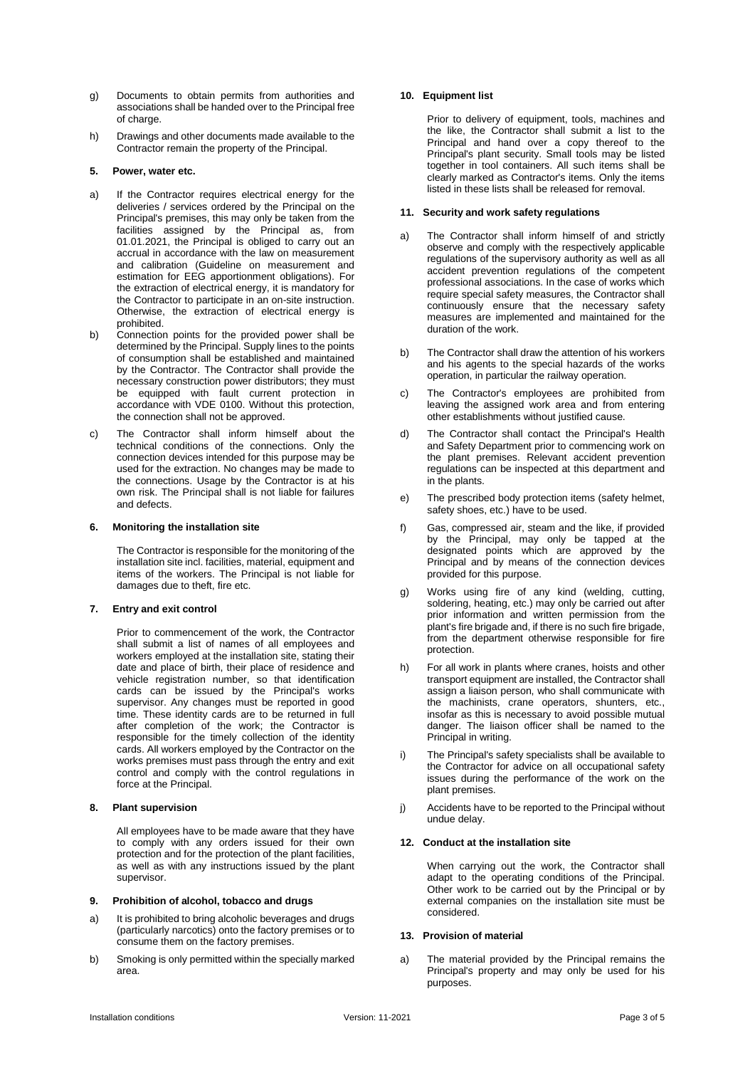g) Documents to obtain permits from authorities and associations shall be handed over to the Principal free of charge.

h) Drawings and other documents made available to the Contractor remain the property of the Principal.

## 5. Power, water etc.

a) If the Contractor requires electrical energy for the deliveries / services ordered by the Principal on the Principal's premises, this may only be taken from the facilities assigned by the Principal as, from 01.01.2021, the Principal is obliged to carry out an accrual in accordance with the law on measurement and calibration (Guideline on measurement and estimation for EEG apportionment obligations). For the extraction of electrical energy, it is mandatory for the Contractor to participate in an on-site instruction. Otherwise, the extraction of electrical energy is prohibited.

b) Connection points for the provided power shall be determined by the Principal. Supply lines to the points of consumption shall be established and maintained by the Contractor. The Contractor shall provide the necessary construction power distributors; they must be equipped with fault current protection in accordance with VDE 0100. Without this protection, the connection shall not be approved.

c) The Contractor shall inform himself about the technical conditions of the connections. Only the connection devices intended for this purpose may be used for the extraction. No changes may be made to the connections. Usage by the Contractor is at his own risk. The Principal shall is not liable for failures and defects.

## 6. Monitoring the installation site

The Contractor is responsible for the monitoring of the installation site incl. facilities, material, equipment and items of the workers. The Principal is not liable for damages due to theft, fire etc.

## 7. Entry and exit control

Prior to commencement of the work, the Contractor shall submit a list of names of all employees and workers employed at the installation site, stating their date and place of birth, their place of residence and vehicle registration number, so that identification cards can be issued by the Principal's works supervisor. Any changes must be reported in good time. These identity cards are to be returned in full after completion of the work; the Contractor is responsible for the timely collection of the identity cards. All workers employed by the Contractor on the works premises must pass through the entry and exit control and comply with the control regulations in force at the Principal.

## 8. Plant supervision

All employees have to be made aware that they have to comply with any orders issued for their own protection and for the protection of the plant facilities, as well as with any instructions issued by the plant supervisor.

## 9. Prohibition of alcohol, tobacco and drugs

a) It is prohibited to bring alcoholic beverages and drugs (particularly narcotics) onto the factory premises or to consume them on the factory premises.

b) Smoking is only permitted within the specially marked area.

## 10. Equipment list

Prior to delivery of equipment, tools, machines and the like, the Contractor shall submit a list to the Principal and hand over a copy thereof to the Principal's plant security. Small tools may be listed together in tool containers. All such items shall be clearly marked as Contractor's items. Only the items listed in these lists shall be released for removal.

## 11. Security and work safety regulations

a) The Contractor shall inform himself of and strictly observe and comply with the respectively applicable regulations of the supervisory authority as well as all accident prevention regulations of the competent professional associations. In the case of works which require special safety measures, the Contractor shall continuously ensure that the necessary safety measures are implemented and maintained for the duration of the work.

b) The Contractor shall draw the attention of his workers and his agents to the special hazards of the works operation, in particular the railway operation.

c) The Contractor's employees are prohibited from leaving the assigned work area and from entering other establishments without justified cause.

d) The Contractor shall contact the Principal's Health and Safety Department prior to commencing work on the plant premises. Relevant accident prevention regulations can be inspected at this department and in the plants.

e) The prescribed body protection items (safety helmet, safety shoes, etc.) have to be used.

f) Gas, compressed air, steam and the like, if provided by the Principal, may only be tapped at the designated points which are approved by the Principal and by means of the connection devices provided for this purpose.

g) Works using fire of any kind (welding, cutting, soldering, heating, etc.) may only be carried out after prior information and written permission from the plant's fire brigade and, if there is no such fire brigade, from the department otherwise responsible for fire protection.

h) For all work in plants where cranes, hoists and other transport equipment are installed, the Contractor shall assign a liaison person, who shall communicate with the machinists, crane operators, shunters, etc., insofar as this is necessary to avoid possible mutual danger. The liaison officer shall be named to the Principal in writing.

i) The Principal's safety specialists shall be available to the Contractor for advice on all occupational safety issues during the performance of the work on the plant premises.

j) Accidents have to be reported to the Principal without undue delay.

## 12. Conduct at the installation site

When carrying out the work, the Contractor shall adapt to the operating conditions of the Principal. Other work to be carried out by the Principal or by external companies on the installation site must be considered.

## 13. Provision of material

a) The material provided by the Principal remains the Principal's property and may only be used for his purposes.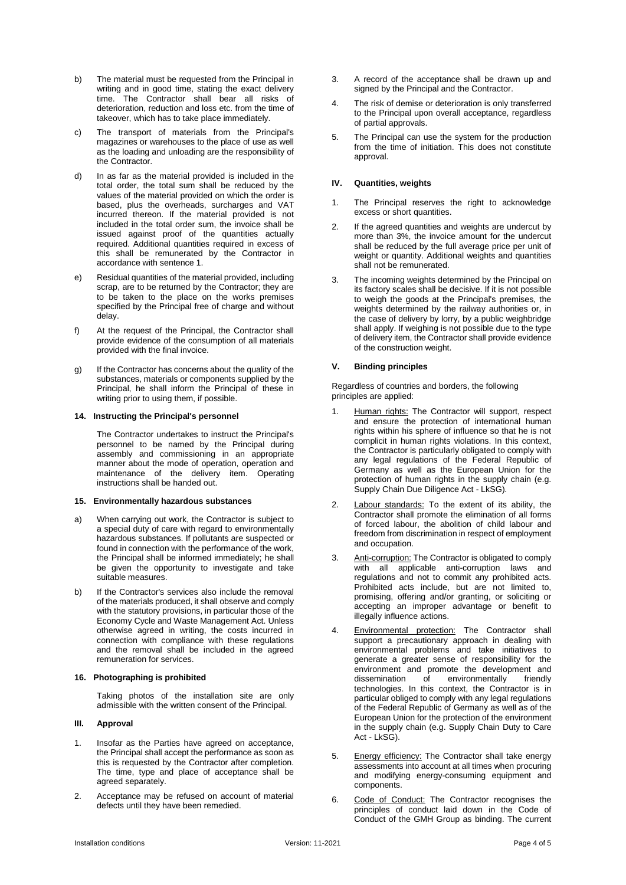b) The material must be requested from the Principal in writing and in good time, stating the exact delivery time. The Contractor shall bear all risks of deterioration, reduction and loss etc. from the time of takeover, which has to take place immediately.

c) The transport of materials from the Principal's magazines or warehouses to the place of use as well as the loading and unloading are the responsibility of the Contractor.

d) In as far as the material provided is included in the total order, the total sum shall be reduced by the values of the material provided on which the order is based, plus the overheads, surcharges and VAT incurred thereon. If the material provided is not included in the total order sum, the invoice shall be issued against proof of the quantities actually required. Additional quantities required in excess of this shall be remunerated by the Contractor in accordance with sentence 1.

e) Residual quantities of the material provided, including scrap, are to be returned by the Contractor; they are to be taken to the place on the works premises specified by the Principal free of charge and without delay.

f) At the request of the Principal, the Contractor shall provide evidence of the consumption of all materials provided with the final invoice.

g) If the Contractor has concerns about the quality of the substances, materials or components supplied by the Principal, he shall inform the Principal of these in writing prior to using them, if possible.

### 14. Instructing the Principal's personnel

The Contractor undertakes to instruct the Principal's personnel to be named by the Principal during assembly and commissioning in an appropriate manner about the mode of operation, operation and maintenance of the delivery item. Operating instructions shall be handed out.

### 15. Environmentally hazardous substances

a) When carrying out work, the Contractor is subject to a special duty of care with regard to environmentally hazardous substances. If pollutants are suspected or found in connection with the performance of the work, the Principal shall be informed immediately; he shall be given the opportunity to investigate and take suitable measures.

b) If the Contractor's services also include the removal of the materials produced, it shall observe and comply with the statutory provisions, in particular those of the Economy Cycle and Waste Management Act. Unless otherwise agreed in writing, the costs incurred in connection with compliance with these regulations and the removal shall be included in the agreed remuneration for services.

### 16. Photographing is prohibited

Taking photos of the installation site are only admissible with the written consent of the Principal.

## III. Approval

1. Insofar as the Parties have agreed on acceptance, the Principal shall accept the performance as soon as this is requested by the Contractor after completion. The time, type and place of acceptance shall be agreed separately.

2. Acceptance may be refused on account of material defects until they have been remedied.

3. A record of the acceptance shall be drawn up and signed by the Principal and the Contractor.

4. The risk of demise or deterioration is only transferred to the Principal upon overall acceptance, regardless of partial approvals.

5. The Principal can use the system for the production from the time of initiation. This does not constitute approval.

## IV. Quantities, weights

1. The Principal reserves the right to acknowledge excess or short quantities.

2. If the agreed quantities and weights are undercut by more than 3%, the invoice amount for the undercut shall be reduced by the full average price per unit of weight or quantity. Additional weights and quantities shall not be remunerated.

3. The incoming weights determined by the Principal on its factory scales shall be decisive. If it is not possible to weigh the goods at the Principal's premises, the weights determined by the railway authorities or, in the case of delivery by lorry, by a public weighbridge shall apply. If weighing is not possible due to the type of delivery item, the Contractor shall provide evidence of the construction weight.

## V. Binding principles

Regardless of countries and borders, the following principles are applied:

1. Human rights: The Contractor will support, respect and ensure the protection of international human rights within his sphere of influence so that he is not complicit in human rights violations. In this context, the Contractor is particularly obligated to comply with any legal regulations of the Federal Republic of Germany as well as the European Union for the protection of human rights in the supply chain (e.g. Supply Chain Due Diligence Act - LkSG).

2. Labour standards: To the extent of its ability, the Contractor shall promote the elimination of all forms of forced labour, the abolition of child labour and freedom from discrimination in respect of employment and occupation.

3. Anti-corruption: The Contractor is obligated to comply with all applicable anti-corruption laws and regulations and not to commit any prohibited acts. Prohibited acts include, but are not limited to, promising, offering and/or granting, or soliciting or accepting an improper advantage or benefit to illegally influence actions.

4. Environmental protection: The Contractor shall support a precautionary approach in dealing with environmental problems and take initiatives to generate a greater sense of responsibility for the environment and promote the development and dissemination of environmentally friendly technologies. In this context, the Contractor is in particular obliged to comply with any legal regulations of the Federal Republic of Germany as well as of the European Union for the protection of the environment in the supply chain (e.g. Supply Chain Duty to Care Act - LkSG).

5. Energy efficiency: The Contractor shall take energy assessments into account at all times when procuring and modifying energy-consuming equipment and components.

6. Code of Conduct: The Contractor recognises the principles of conduct laid down in the Code of Conduct of the GMH Group as binding. The current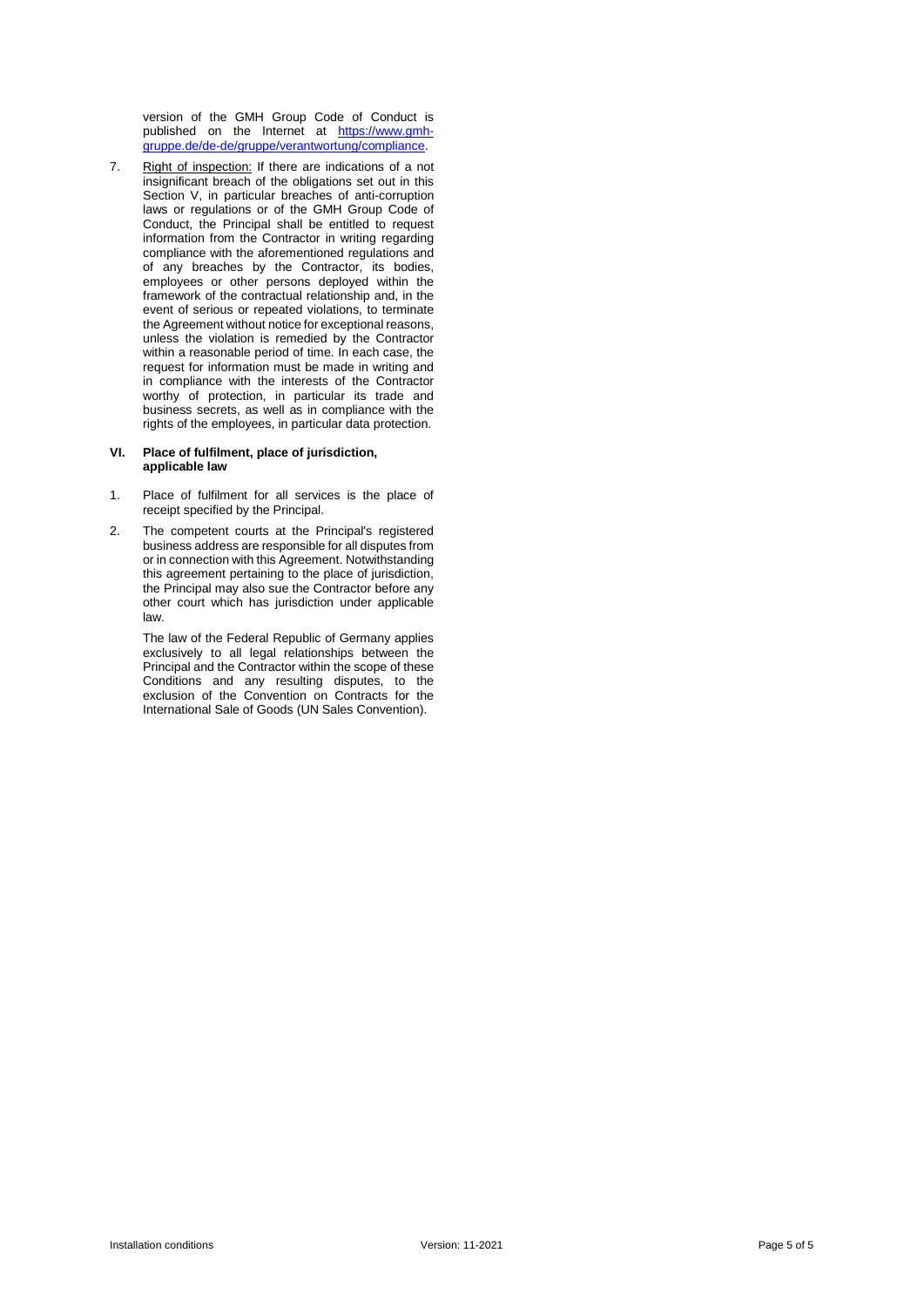version of the GMH Group Code of Conduct is published on the Internet at [https://www.gmh-gruppe.de/de-de/gruppe/verantwortung/compliance](https://www.gmh-gruppe.de/de-de/gruppe/verantwortung/compliance).

7. Right of inspection: If there are indications of a not insignificant breach of the obligations set out in this Section V, in particular breaches of anti-corruption laws or regulations or of the GMH Group Code of Conduct, the Principal shall be entitled to request information from the Contractor in writing regarding compliance with the aforementioned regulations and of any breaches by the Contractor, its bodies, employees or other persons deployed within the framework of the contractual relationship and, in the event of serious or repeated violations, to terminate the Agreement without notice for exceptional reasons, unless the violation is remedied by the Contractor within a reasonable period of time. In each case, the request for information must be made in writing and in compliance with the interests of the Contractor worthy of protection, in particular its trade and business secrets, as well as in compliance with the rights of the employees, in particular data protection.

## VI. Place of fulfilment, place of jurisdiction, applicable law

1. Place of fulfilment for all services is the place of receipt specified by the Principal.

2. The competent courts at the Principal's registered business address are responsible for all disputes from or in connection with this Agreement. Notwithstanding this agreement pertaining to the place of jurisdiction, the Principal may also sue the Contractor before any other court which has jurisdiction under applicable law.

   The law of the Federal Republic of Germany applies exclusively to all legal relationships between the Principal and the Contractor within the scope of these Conditions and any resulting disputes, to the exclusion of the Convention on Contracts for the International Sale of Goods (UN Sales Convention).